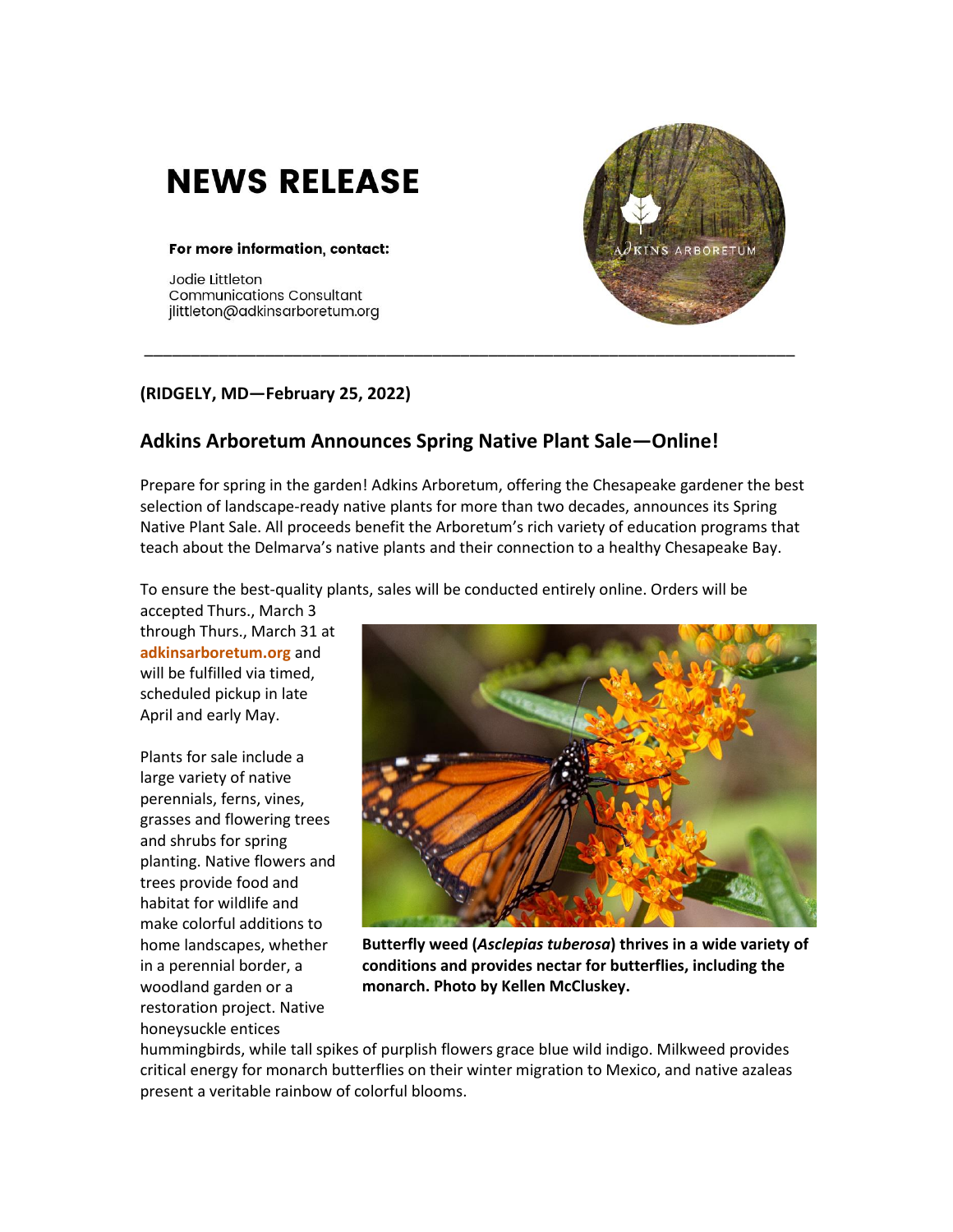# NEWS RELEASE

**For more information, contact:**

Jodie Littleton
Communications Consultant
jlittleton@adkinsarboretum.org

---

**(RIDGELY, MD—February 25, 2022)**

## Adkins Arboretum Announces Spring Native Plant Sale—Online!

Prepare for spring in the garden! Adkins Arboretum, offering the Chesapeake gardener the best selection of landscape-ready native plants for more than two decades, announces its Spring Native Plant Sale. All proceeds benefit the Arboretum's rich variety of education programs that teach about the Delmarva's native plants and their connection to a healthy Chesapeake Bay.

To ensure the best-quality plants, sales will be conducted entirely online. Orders will be accepted Thurs., March 3 through Thurs., March 31 at **adkinsarboretum.org** and will be fulfilled via timed, scheduled pickup in late April and early May.

Plants for sale include a large variety of native perennials, ferns, vines, grasses and flowering trees and shrubs for spring planting. Native flowers and trees provide food and habitat for wildlife and make colorful additions to home landscapes, whether in a perennial border, a woodland garden or a restoration project. Native honeysuckle entices hummingbirds, while tall spikes of purplish flowers grace blue wild indigo. Milkweed provides critical energy for monarch butterflies on their winter migration to Mexico, and native azaleas present a veritable rainbow of colorful blooms.

**Butterfly weed (*Asclepias tuberosa*) thrives in a wide variety of conditions and provides nectar for butterflies, including the monarch. Photo by Kellen McCluskey.**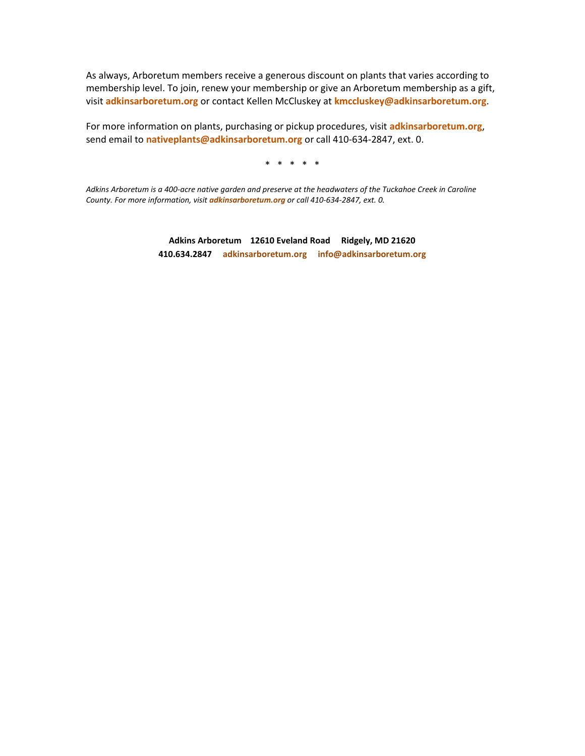As always, Arboretum members receive a generous discount on plants that varies according to membership level. To join, renew your membership or give an Arboretum membership as a gift, visit **adkinsarboretum.org** or contact Kellen McCluskey at **kmccluskey@adkinsarboretum.org**.

For more information on plants, purchasing or pickup procedures, visit **adkinsarboretum.org**, send email to **nativeplants@adkinsarboretum.org** or call 410-634-2847, ext. 0.

\* \* \* \* \*

*Adkins Arboretum is a 400-acre native garden and preserve at the headwaters of the Tuckahoe Creek in Caroline County. For more information, visit* ***adkinsarboretum.org*** *or call 410-634-2847, ext. 0.*

**Adkins Arboretum    12610 Eveland Road    Ridgely, MD 21620**
**410.634.2847    adkinsarboretum.org    info@adkinsarboretum.org**